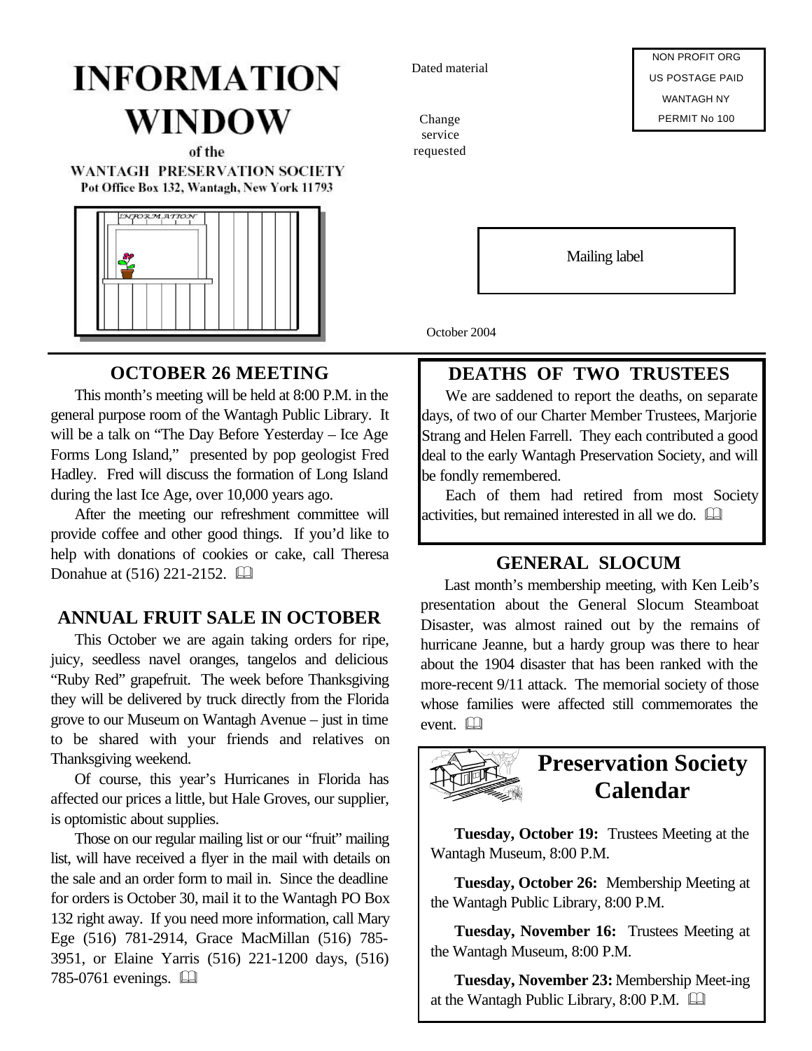# INFORMATION WINDOW

of the

WANTAGH PRESERVATION SOCIETY

Pot Office Box 132, Wantagh, New York 11793

Dated material

Change service requested

NON PROFIT ORG
US POSTAGE PAID
WANTAGH NY
PERMIT No 100

Mailing label

October 2004

## OCTOBER 26 MEETING

This month's meeting will be held at 8:00 P.M. in the general purpose room of the Wantagh Public Library. It will be a talk on "The Day Before Yesterday – Ice Age Forms Long Island," presented by pop geologist Fred Hadley. Fred will discuss the formation of Long Island during the last Ice Age, over 10,000 years ago.

After the meeting our refreshment committee will provide coffee and other good things. If you'd like to help with donations of cookies or cake, call Theresa Donahue at (516) 221-2152.

## ANNUAL FRUIT SALE IN OCTOBER

This October we are again taking orders for ripe, juicy, seedless navel oranges, tangelos and delicious "Ruby Red" grapefruit. The week before Thanksgiving they will be delivered by truck directly from the Florida grove to our Museum on Wantagh Avenue – just in time to be shared with your friends and relatives on Thanksgiving weekend.

Of course, this year's Hurricanes in Florida has affected our prices a little, but Hale Groves, our supplier, is optomistic about supplies.

Those on our regular mailing list or our "fruit" mailing list, will have received a flyer in the mail with details on the sale and an order form to mail in. Since the deadline for orders is October 30, mail it to the Wantagh PO Box 132 right away. If you need more information, call Mary Ege (516) 781-2914, Grace MacMillan (516) 785-3951, or Elaine Yarris (516) 221-1200 days, (516) 785-0761 evenings.

## DEATHS OF TWO TRUSTEES

We are saddened to report the deaths, on separate days, of two of our Charter Member Trustees, Marjorie Strang and Helen Farrell. They each contributed a good deal to the early Wantagh Preservation Society, and will be fondly remembered.

Each of them had retired from most Society activities, but remained interested in all we do.

## GENERAL SLOCUM

Last month's membership meeting, with Ken Leib's presentation about the General Slocum Steamboat Disaster, was almost rained out by the remains of hurricane Jeanne, but a hardy group was there to hear about the 1904 disaster that has been ranked with the more-recent 9/11 attack. The memorial society of those whose families were affected still commemorates the event.

## Preservation Society Calendar

**Tuesday, October 19:** Trustees Meeting at the Wantagh Museum, 8:00 P.M.

**Tuesday, October 26:** Membership Meeting at the Wantagh Public Library, 8:00 P.M.

**Tuesday, November 16:** Trustees Meeting at the Wantagh Museum, 8:00 P.M.

**Tuesday, November 23:** Membership Meet-ing at the Wantagh Public Library, 8:00 P.M.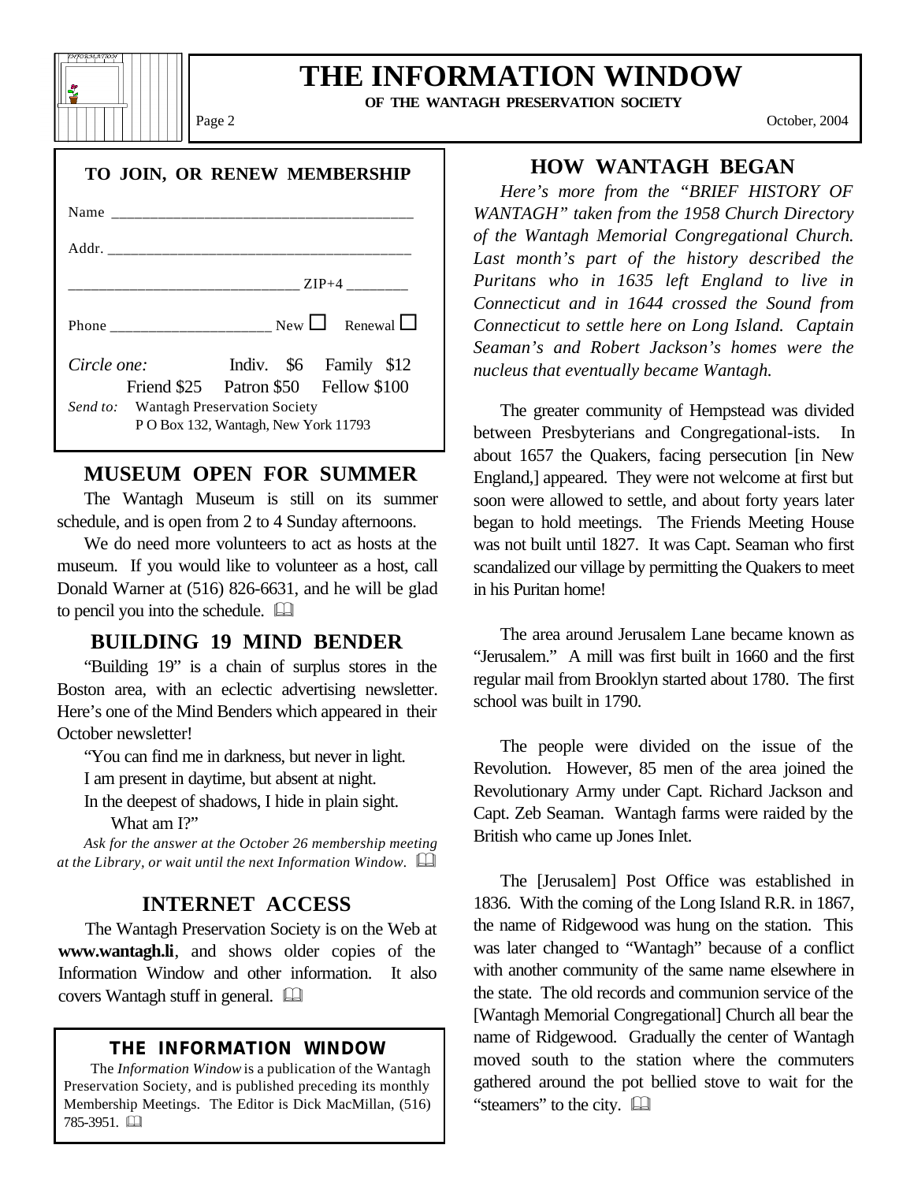# THE INFORMATION WINDOW

**OF THE WANTAGH PRESERVATION SOCIETY**

October, 2004

## TO JOIN, OR RENEW MEMBERSHIP

Name ______________________________________

Addr. ______________________________________

_____________________________ ZIP+4 ________

Phone ____________________ New ☐ Renewal ☐

*Circle one:* Indiv. $6 Family $12
Friend $25 Patron $50 Fellow $100

*Send to:* Wantagh Preservation Society
P O Box 132, Wantagh, New York 11793

## MUSEUM OPEN FOR SUMMER

The Wantagh Museum is still on its summer schedule, and is open from 2 to 4 Sunday afternoons.

We do need more volunteers to act as hosts at the museum. If you would like to volunteer as a host, call Donald Warner at (516) 826-6631, and he will be glad to pencil you into the schedule. 🕮

## BUILDING 19 MIND BENDER

"Building 19" is a chain of surplus stores in the Boston area, with an eclectic advertising newsletter. Here's one of the Mind Benders which appeared in their October newsletter!

"You can find me in darkness, but never in light.
I am present in daytime, but absent at night.
In the deepest of shadows, I hide in plain sight.
What am I?"

*Ask for the answer at the October 26 membership meeting at the Library, or wait until the next Information Window.* 🕮

## INTERNET ACCESS

The Wantagh Preservation Society is on the Web at **www.wantagh.li**, and shows older copies of the Information Window and other information. It also covers Wantagh stuff in general. 🕮

## THE INFORMATION WINDOW

The *Information Window* is a publication of the Wantagh Preservation Society, and is published preceding its monthly Membership Meetings. The Editor is Dick MacMillan, (516) 785-3951. 🕮

## HOW WANTAGH BEGAN

*Here's more from the "BRIEF HISTORY OF WANTAGH" taken from the 1958 Church Directory of the Wantagh Memorial Congregational Church. Last month's part of the history described the Puritans who in 1635 left England to live in Connecticut and in 1644 crossed the Sound from Connecticut to settle here on Long Island. Captain Seaman's and Robert Jackson's homes were the nucleus that eventually became Wantagh.*

The greater community of Hempstead was divided between Presbyterians and Congregational-ists. In about 1657 the Quakers, facing persecution [in New England,] appeared. They were not welcome at first but soon were allowed to settle, and about forty years later began to hold meetings. The Friends Meeting House was not built until 1827. It was Capt. Seaman who first scandalized our village by permitting the Quakers to meet in his Puritan home!

The area around Jerusalem Lane became known as "Jerusalem." A mill was first built in 1660 and the first regular mail from Brooklyn started about 1780. The first school was built in 1790.

The people were divided on the issue of the Revolution. However, 85 men of the area joined the Revolutionary Army under Capt. Richard Jackson and Capt. Zeb Seaman. Wantagh farms were raided by the British who came up Jones Inlet.

The [Jerusalem] Post Office was established in 1836. With the coming of the Long Island R.R. in 1867, the name of Ridgewood was hung on the station. This was later changed to "Wantagh" because of a conflict with another community of the same name elsewhere in the state. The old records and communion service of the [Wantagh Memorial Congregational] Church all bear the name of Ridgewood. Gradually the center of Wantagh moved south to the station where the commuters gathered around the pot bellied stove to wait for the "steamers" to the city. 🕮